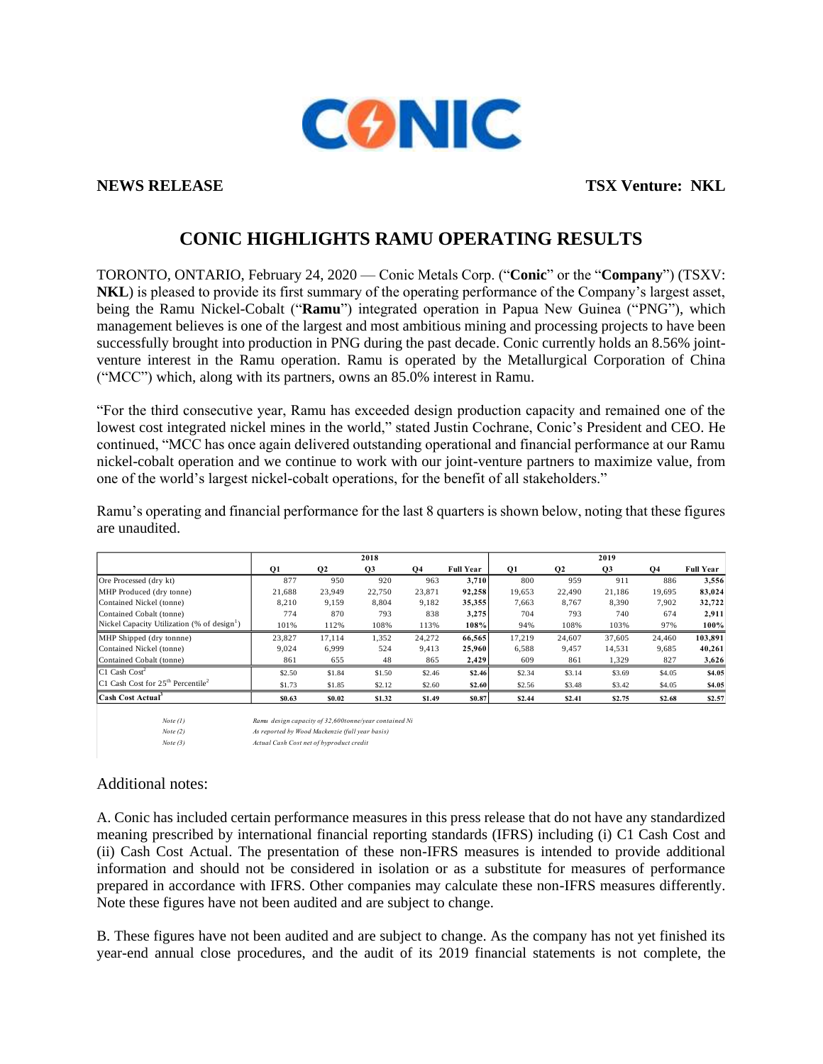**NEWS RELEASE** **TSX Venture: NKL**

# CONIC HIGHLIGHTS RAMU OPERATING RESULTS

TORONTO, ONTARIO, February 24, 2020 — Conic Metals Corp. ("**Conic**" or the "**Company**") (TSXV: **NKL**) is pleased to provide its first summary of the operating performance of the Company's largest asset, being the Ramu Nickel-Cobalt ("**Ramu**") integrated operation in Papua New Guinea ("PNG"), which management believes is one of the largest and most ambitious mining and processing projects to have been successfully brought into production in PNG during the past decade. Conic currently holds an 8.56% joint-venture interest in the Ramu operation. Ramu is operated by the Metallurgical Corporation of China ("MCC") which, along with its partners, owns an 85.0% interest in Ramu.

"For the third consecutive year, Ramu has exceeded design production capacity and remained one of the lowest cost integrated nickel mines in the world," stated Justin Cochrane, Conic's President and CEO. He continued, "MCC has once again delivered outstanding operational and financial performance at our Ramu nickel-cobalt operation and we continue to work with our joint-venture partners to maximize value, from one of the world's largest nickel-cobalt operations, for the benefit of all stakeholders."

Ramu's operating and financial performance for the last 8 quarters is shown below, noting that these figures are unaudited.

| | 2018 | | | | | 2019 | | | | |
|---|---|---|---|---|---|---|---|---|---|---|
| | Q1 | Q2 | Q3 | Q4 | Full Year | Q1 | Q2 | Q3 | Q4 | Full Year |
| Ore Processed (dry kt) | 877 | 950 | 920 | 963 | **3,710** | 800 | 959 | 911 | 886 | **3,556** |
| MHP Produced (dry tonne) | 21,688 | 23,949 | 22,750 | 23,871 | **92,258** | 19,653 | 22,490 | 21,186 | 19,695 | **83,024** |
| Contained Nickel (tonne) | 8,210 | 9,159 | 8,804 | 9,182 | **35,355** | 7,663 | 8,767 | 8,390 | 7,902 | **32,722** |
| Contained Cobalt (tonne) | 774 | 870 | 793 | 838 | **3,275** | 704 | 793 | 740 | 674 | **2,911** |
| Nickel Capacity Utilization (% of design[1]) | 101% | 112% | 108% | 113% | **108%** | 94% | 108% | 103% | 97% | **100%** |
| MHP Shipped (dry tonnne) | 23,827 | 17,114 | 1,352 | 24,272 | **66,565** | 17,219 | 24,607 | 37,605 | 24,460 | **103,891** |
| Contained Nickel (tonne) | 9,024 | 6,999 | 524 | 9,413 | **25,960** | 6,588 | 9,457 | 14,531 | 9,685 | **40,261** |
| Contained Cobalt (tonne) | 861 | 655 | 48 | 865 | **2,429** | 609 | 861 | 1,329 | 827 | **3,626** |
| C1 Cash Cost[2] | $2.50 | $1.84 | $1.50 | $2.46 | **$2.46** | $2.34 | $3.14 | $3.69 | $4.05 | **$4.05** |
| C1 Cash Cost for 25th Percentile[2] | $1.73 | $1.85 | $2.12 | $2.60 | **$2.60** | $2.56 | $3.48 | $3.42 | $4.05 | **$4.05** |
| **Cash Cost Actual[3]** | **$0.63** | **$0.02** | **$1.32** | **$1.49** | **$0.87** | **$2.44** | **$2.41** | **$2.75** | **$2.68** | **$2.57** |

*Note (1)* *Ramu design capacity of 32,600tonne/year contained Ni*

*Note (2)* *As reported by Wood Mackenzie (full year basis)*

*Note (3)* *Actual Cash Cost net of byproduct credit*

## Additional notes:

A. Conic has included certain performance measures in this press release that do not have any standardized meaning prescribed by international financial reporting standards (IFRS) including (i) C1 Cash Cost and (ii) Cash Cost Actual. The presentation of these non-IFRS measures is intended to provide additional information and should not be considered in isolation or as a substitute for measures of performance prepared in accordance with IFRS. Other companies may calculate these non-IFRS measures differently. Note these figures have not been audited and are subject to change.

B. These figures have not been audited and are subject to change. As the company has not yet finished its year-end annual close procedures, and the audit of its 2019 financial statements is not complete, the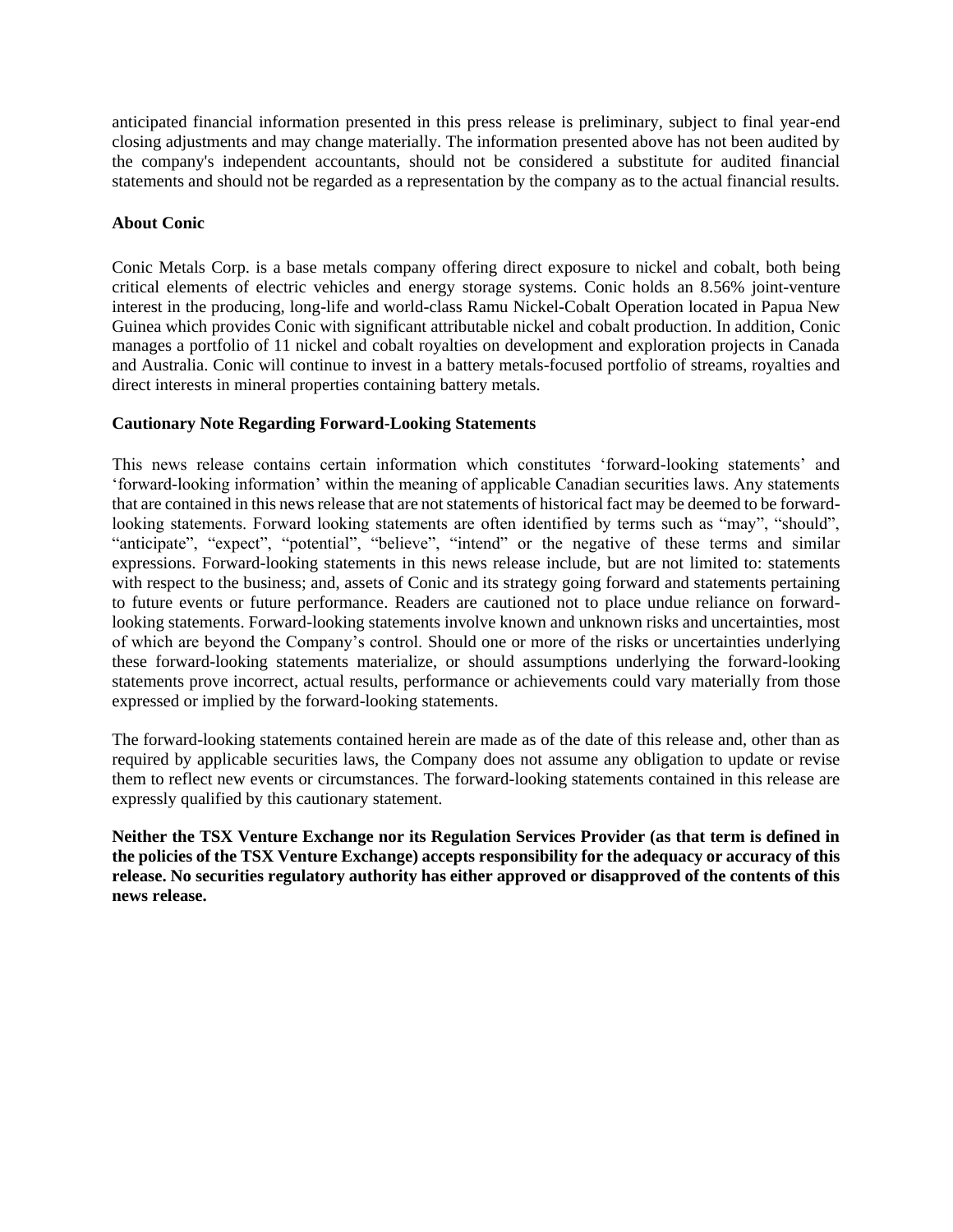anticipated financial information presented in this press release is preliminary, subject to final year-end closing adjustments and may change materially. The information presented above has not been audited by the company's independent accountants, should not be considered a substitute for audited financial statements and should not be regarded as a representation by the company as to the actual financial results.

**About Conic**

Conic Metals Corp. is a base metals company offering direct exposure to nickel and cobalt, both being critical elements of electric vehicles and energy storage systems. Conic holds an 8.56% joint-venture interest in the producing, long-life and world-class Ramu Nickel-Cobalt Operation located in Papua New Guinea which provides Conic with significant attributable nickel and cobalt production. In addition, Conic manages a portfolio of 11 nickel and cobalt royalties on development and exploration projects in Canada and Australia. Conic will continue to invest in a battery metals-focused portfolio of streams, royalties and direct interests in mineral properties containing battery metals.

**Cautionary Note Regarding Forward-Looking Statements**

This news release contains certain information which constitutes 'forward-looking statements' and 'forward-looking information' within the meaning of applicable Canadian securities laws. Any statements that are contained in this news release that are not statements of historical fact may be deemed to be forward-looking statements. Forward looking statements are often identified by terms such as "may", "should", "anticipate", "expect", "potential", "believe", "intend" or the negative of these terms and similar expressions. Forward-looking statements in this news release include, but are not limited to: statements with respect to the business; and, assets of Conic and its strategy going forward and statements pertaining to future events or future performance. Readers are cautioned not to place undue reliance on forward-looking statements. Forward-looking statements involve known and unknown risks and uncertainties, most of which are beyond the Company's control. Should one or more of the risks or uncertainties underlying these forward-looking statements materialize, or should assumptions underlying the forward-looking statements prove incorrect, actual results, performance or achievements could vary materially from those expressed or implied by the forward-looking statements.

The forward-looking statements contained herein are made as of the date of this release and, other than as required by applicable securities laws, the Company does not assume any obligation to update or revise them to reflect new events or circumstances. The forward-looking statements contained in this release are expressly qualified by this cautionary statement.

**Neither the TSX Venture Exchange nor its Regulation Services Provider (as that term is defined in the policies of the TSX Venture Exchange) accepts responsibility for the adequacy or accuracy of this release. No securities regulatory authority has either approved or disapproved of the contents of this news release.**